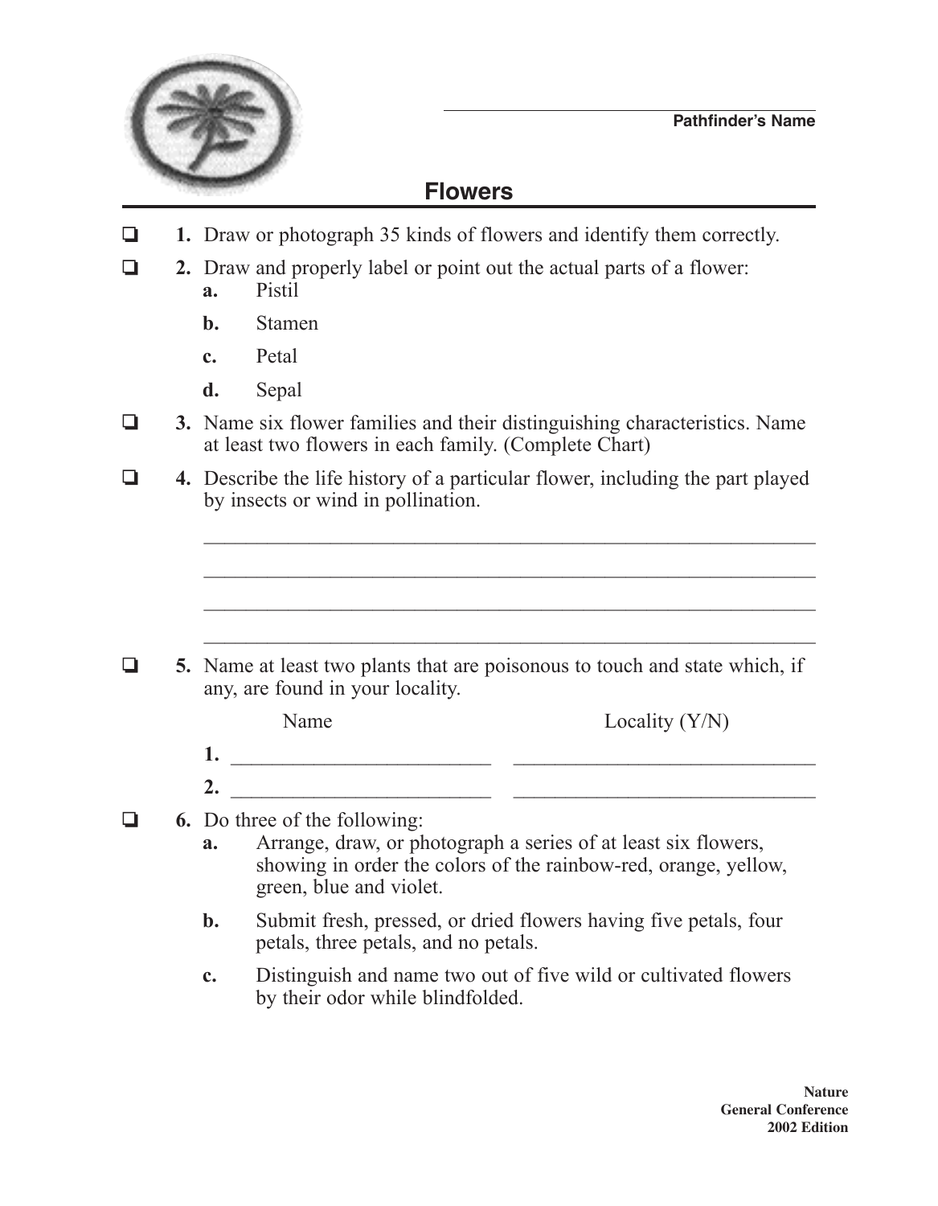______________________________

**Pathfinder's Name**

# Flowers

- ☐ **1.** Draw or photograph 35 kinds of flowers and identify them correctly.
- ☐ **2.** Draw and properly label or point out the actual parts of a flower:
  - **a.** Pistil
  - **b.** Stamen
  - **c.** Petal
  - **d.** Sepal
- ☐ **3.** Name six flower families and their distinguishing characteristics. Name at least two flowers in each family. (Complete Chart)
- ☐ **4.** Describe the life history of a particular flower, including the part played by insects or wind in pollination.

  ______________________________________________________________

  ______________________________________________________________

  ______________________________________________________________

  ______________________________________________________________

- ☐ **5.** Name at least two plants that are poisonous to touch and state which, if any, are found in your locality.

| | Name | Locality (Y/N) |
|---|---|---|
| **1.** | ______________________ | ______________________ |
| **2.** | ______________________ | ______________________ |

- ☐ **6.** Do three of the following:
  - **a.** Arrange, draw, or photograph a series of at least six flowers, showing in order the colors of the rainbow-red, orange, yellow, green, blue and violet.
  - **b.** Submit fresh, pressed, or dried flowers having five petals, four petals, three petals, and no petals.
  - **c.** Distinguish and name two out of five wild or cultivated flowers by their odor while blindfolded.

**Nature**
**General Conference**
**2002 Edition**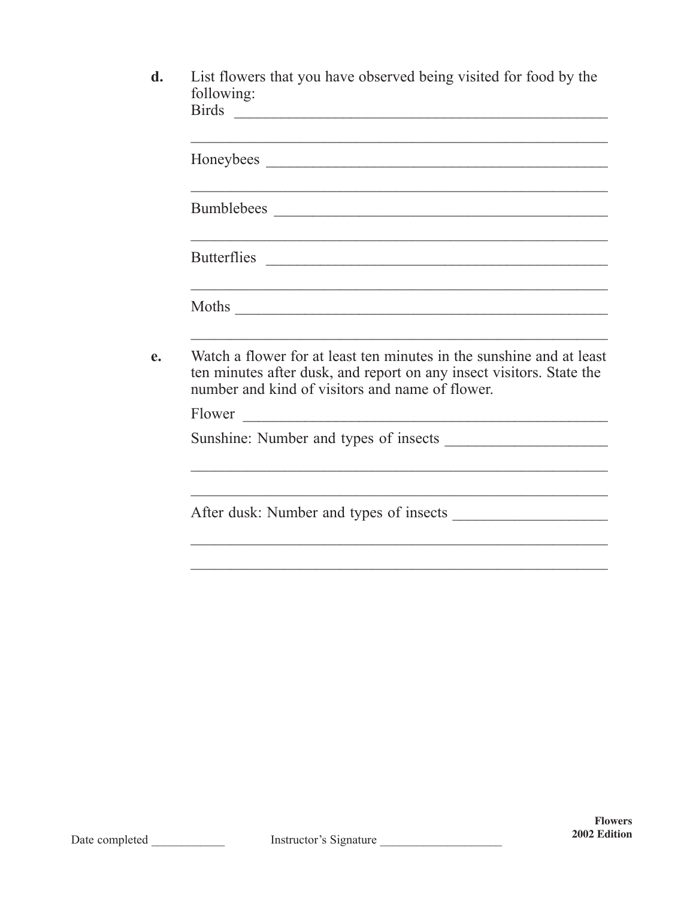**d.** List flowers that you have observed being visited for food by the following:

Birds ______________________________________________

______________________________________________

Honeybees ______________________________________________

______________________________________________

Bumblebees ______________________________________________

______________________________________________

Butterflies ______________________________________________

______________________________________________

Moths ______________________________________________

______________________________________________

**e.** Watch a flower for at least ten minutes in the sunshine and at least ten minutes after dusk, and report on any insect visitors. State the number and kind of visitors and name of flower.

Flower ______________________________________________

Sunshine: Number and types of insects ____________________

______________________________________________

______________________________________________

After dusk: Number and types of insects ___________________

______________________________________________

______________________________________________

Date completed ____________ Instructor's Signature ____________________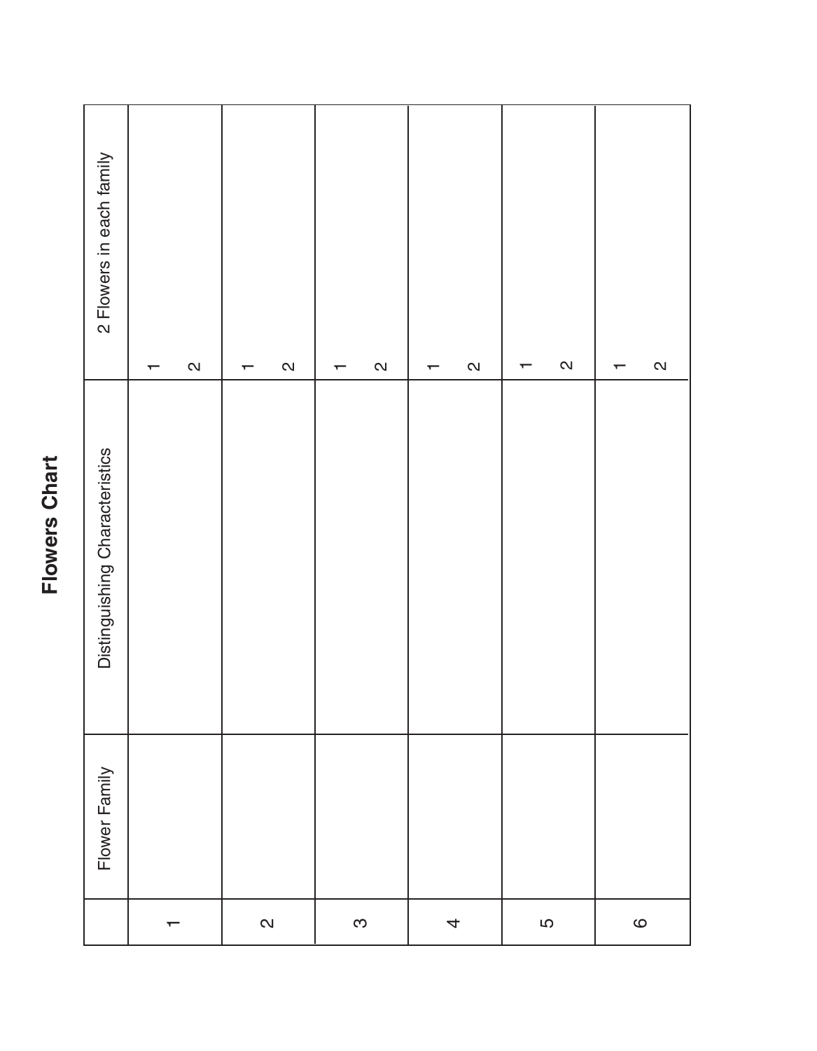# Flowers Chart

|  | Flower Family | Distinguishing Characteristics | 2 Flowers in each family |
|---|---|---|---|
| 1 |  |  | 1<br>2 |
| 2 |  |  | 1<br>2 |
| 3 |  |  | 1<br>2 |
| 4 |  |  | 1<br>2 |
| 5 |  |  | 1<br>2 |
| 6 |  |  | 1<br>2 |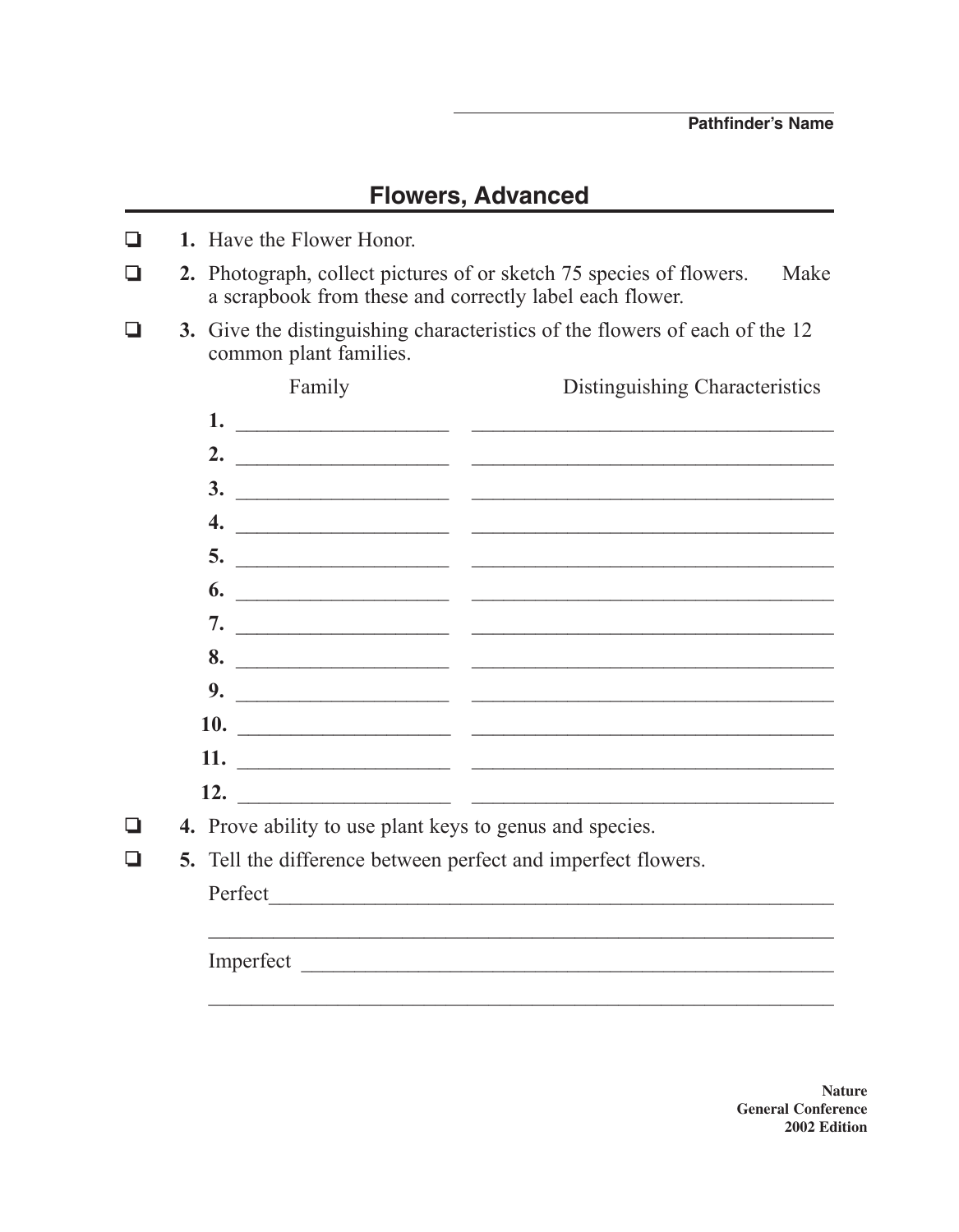\_\_\_\_\_\_\_\_\_\_\_\_\_\_\_\_\_\_\_\_\_\_\_\_\_\_\_\_\_\_

**Pathfinder's Name**

## Flowers, Advanced

- ❑ **1.** Have the Flower Honor.
- ❑ **2.** Photograph, collect pictures of or sketch 75 species of flowers. Make a scrapbook from these and correctly label each flower.
- ❑ **3.** Give the distinguishing characteristics of the flowers of each of the 12 common plant families.

| | Family | Distinguishing Characteristics |
|---|---|---|
| **1.** | \_\_\_\_\_\_\_\_\_\_\_\_\_\_\_\_\_\_\_\_ | \_\_\_\_\_\_\_\_\_\_\_\_\_\_\_\_\_\_\_\_\_\_\_\_\_\_\_\_\_\_\_\_\_\_\_ |
| **2.** | \_\_\_\_\_\_\_\_\_\_\_\_\_\_\_\_\_\_\_\_ | \_\_\_\_\_\_\_\_\_\_\_\_\_\_\_\_\_\_\_\_\_\_\_\_\_\_\_\_\_\_\_\_\_\_\_ |
| **3.** | \_\_\_\_\_\_\_\_\_\_\_\_\_\_\_\_\_\_\_\_ | \_\_\_\_\_\_\_\_\_\_\_\_\_\_\_\_\_\_\_\_\_\_\_\_\_\_\_\_\_\_\_\_\_\_\_ |
| **4.** | \_\_\_\_\_\_\_\_\_\_\_\_\_\_\_\_\_\_\_\_ | \_\_\_\_\_\_\_\_\_\_\_\_\_\_\_\_\_\_\_\_\_\_\_\_\_\_\_\_\_\_\_\_\_\_\_ |
| **5.** | \_\_\_\_\_\_\_\_\_\_\_\_\_\_\_\_\_\_\_\_ | \_\_\_\_\_\_\_\_\_\_\_\_\_\_\_\_\_\_\_\_\_\_\_\_\_\_\_\_\_\_\_\_\_\_\_ |
| **6.** | \_\_\_\_\_\_\_\_\_\_\_\_\_\_\_\_\_\_\_\_ | \_\_\_\_\_\_\_\_\_\_\_\_\_\_\_\_\_\_\_\_\_\_\_\_\_\_\_\_\_\_\_\_\_\_\_ |
| **7.** | \_\_\_\_\_\_\_\_\_\_\_\_\_\_\_\_\_\_\_\_ | \_\_\_\_\_\_\_\_\_\_\_\_\_\_\_\_\_\_\_\_\_\_\_\_\_\_\_\_\_\_\_\_\_\_\_ |
| **8.** | \_\_\_\_\_\_\_\_\_\_\_\_\_\_\_\_\_\_\_\_ | \_\_\_\_\_\_\_\_\_\_\_\_\_\_\_\_\_\_\_\_\_\_\_\_\_\_\_\_\_\_\_\_\_\_\_ |
| **9.** | \_\_\_\_\_\_\_\_\_\_\_\_\_\_\_\_\_\_\_\_ | \_\_\_\_\_\_\_\_\_\_\_\_\_\_\_\_\_\_\_\_\_\_\_\_\_\_\_\_\_\_\_\_\_\_\_ |
| **10.** | \_\_\_\_\_\_\_\_\_\_\_\_\_\_\_\_\_\_\_\_ | \_\_\_\_\_\_\_\_\_\_\_\_\_\_\_\_\_\_\_\_\_\_\_\_\_\_\_\_\_\_\_\_\_\_\_ |
| **11.** | \_\_\_\_\_\_\_\_\_\_\_\_\_\_\_\_\_\_\_\_ | \_\_\_\_\_\_\_\_\_\_\_\_\_\_\_\_\_\_\_\_\_\_\_\_\_\_\_\_\_\_\_\_\_\_\_ |
| **12.** | \_\_\_\_\_\_\_\_\_\_\_\_\_\_\_\_\_\_\_\_ | \_\_\_\_\_\_\_\_\_\_\_\_\_\_\_\_\_\_\_\_\_\_\_\_\_\_\_\_\_\_\_\_\_\_\_ |

- ❑ **4.** Prove ability to use plant keys to genus and species.
- ❑ **5.** Tell the difference between perfect and imperfect flowers.

Perfect\_\_\_\_\_\_\_\_\_\_\_\_\_\_\_\_\_\_\_\_\_\_\_\_\_\_\_\_\_\_\_\_\_\_\_\_\_\_\_\_\_\_\_\_\_\_\_\_\_\_\_\_\_\_

\_\_\_\_\_\_\_\_\_\_\_\_\_\_\_\_\_\_\_\_\_\_\_\_\_\_\_\_\_\_\_\_\_\_\_\_\_\_\_\_\_\_\_\_\_\_\_\_\_\_\_\_\_\_\_\_\_\_\_\_\_

Imperfect \_\_\_\_\_\_\_\_\_\_\_\_\_\_\_\_\_\_\_\_\_\_\_\_\_\_\_\_\_\_\_\_\_\_\_\_\_\_\_\_\_\_\_\_\_\_\_\_\_\_\_\_

\_\_\_\_\_\_\_\_\_\_\_\_\_\_\_\_\_\_\_\_\_\_\_\_\_\_\_\_\_\_\_\_\_\_\_\_\_\_\_\_\_\_\_\_\_\_\_\_\_\_\_\_\_\_\_\_\_\_\_\_\_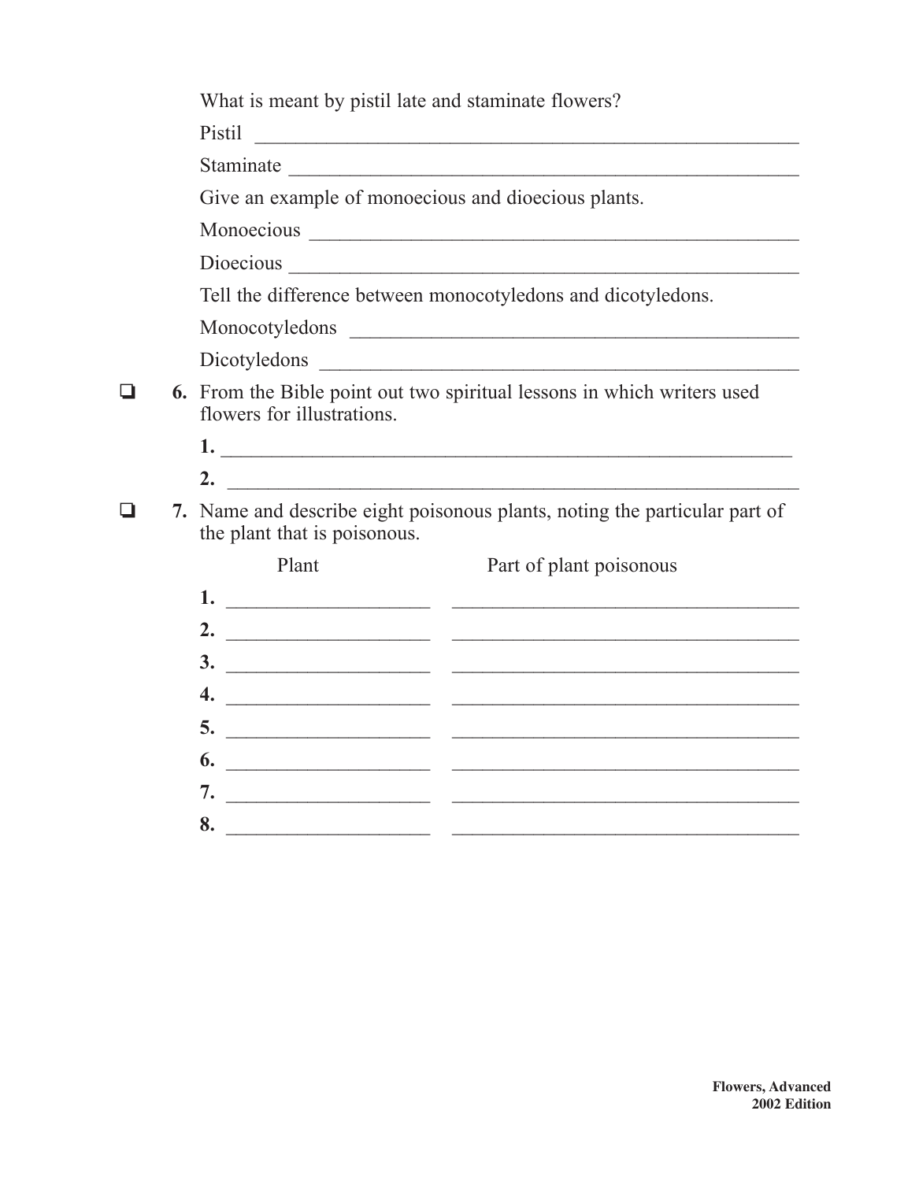What is meant by pistil late and staminate flowers?

Pistil ________________________________________________________

Staminate ____________________________________________________

Give an example of monoecious and dioecious plants.

Monoecious __________________________________________________

Dioecious ____________________________________________________

Tell the difference between monocotyledons and dicotyledons.

Monocotyledons ______________________________________________

Dicotyledons _________________________________________________

- ❑ **6.** From the Bible point out two spiritual lessons in which writers used flowers for illustrations.

  **1.** ____________________________________________________________

  **2.** ____________________________________________________________

- ❑ **7.** Name and describe eight poisonous plants, noting the particular part of the plant that is poisonous.

| | Plant | Part of plant poisonous |
|---|---|---|
| **1.** | ____________________ | __________________________________ |
| **2.** | ____________________ | __________________________________ |
| **3.** | ____________________ | __________________________________ |
| **4.** | ____________________ | __________________________________ |
| **5.** | ____________________ | __________________________________ |
| **6.** | ____________________ | __________________________________ |
| **7.** | ____________________ | __________________________________ |
| **8.** | ____________________ | __________________________________ |

**Flowers, Advanced**
**2002 Edition**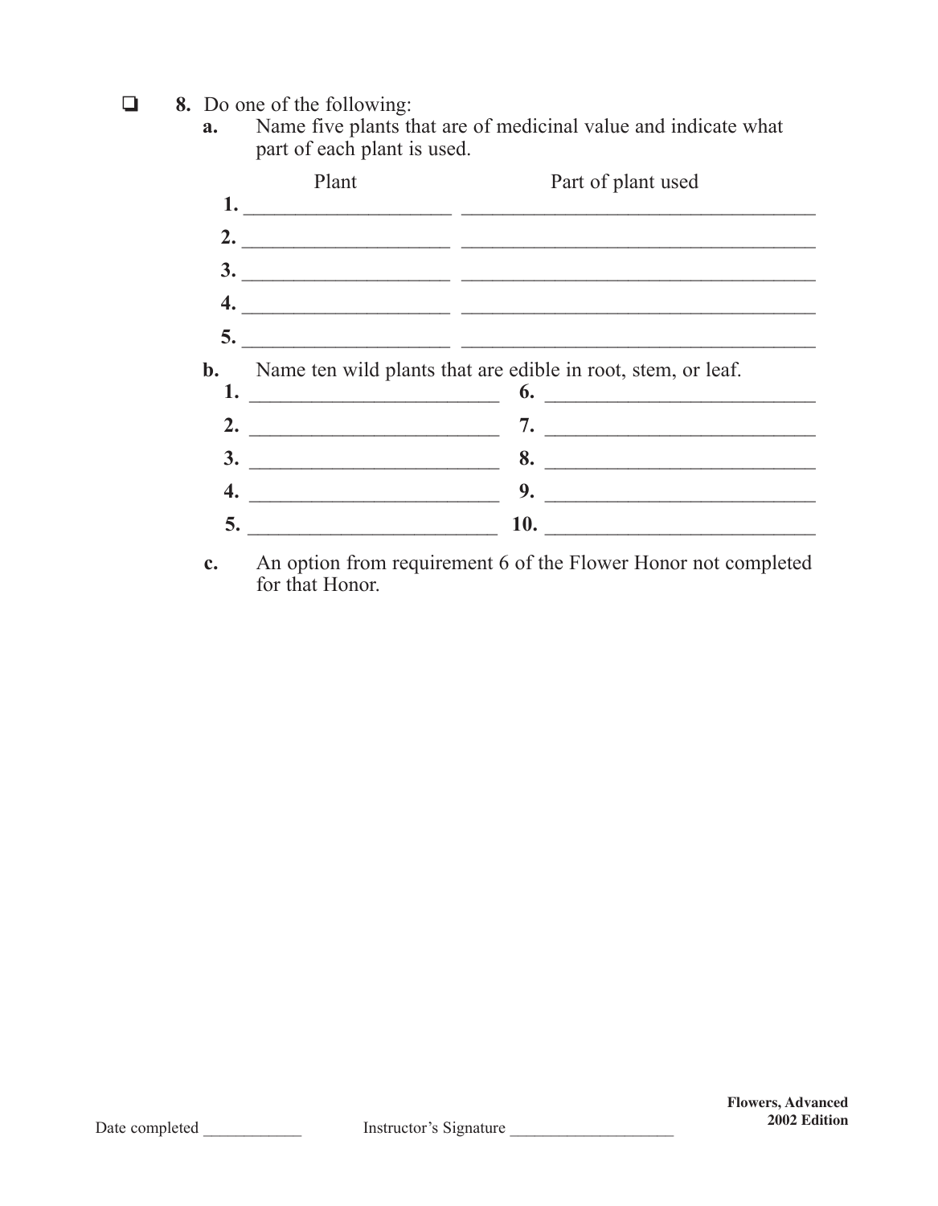- [ ] **8.** Do one of the following:

  **a.** Name five plants that are of medicinal value and indicate what part of each plant is used.

| | Plant | Part of plant used |
|---|---|---|
| **1.** | ____________________ | __________________________________ |
| **2.** | ____________________ | __________________________________ |
| **3.** | ____________________ | __________________________________ |
| **4.** | ____________________ | __________________________________ |
| **5.** | ____________________ | __________________________________ |

  **b.** Name ten wild plants that are edible in root, stem, or leaf.

| | | | |
|---|---|---|---|
| **1.** | ________________________ | **6.** | __________________________ |
| **2.** | ________________________ | **7.** | __________________________ |
| **3.** | ________________________ | **8.** | __________________________ |
| **4.** | ________________________ | **9.** | __________________________ |
| **5.** | ________________________ | **10.** | __________________________ |

  **c.** An option from requirement 6 of the Flower Honor not completed for that Honor.

Date completed ____________ Instructor's Signature ____________________

**Flowers, Advanced**
**2002 Edition**